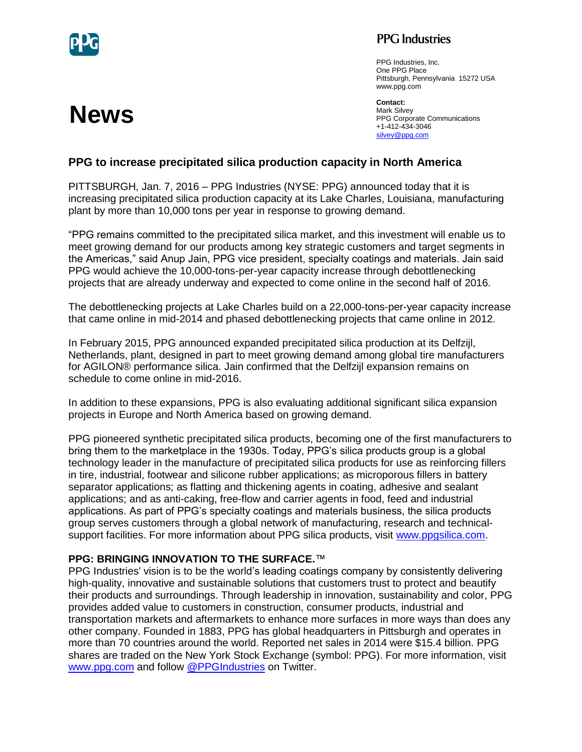PPG Industries

PPG Industries, Inc.
One PPG Place
Pittsburgh, Pennsylvania 15272 USA
www.ppg.com

**Contact:**
Mark Silvey
PPG Corporate Communications
+1-412-434-3046
silvey@ppg.com

# News

## PPG to increase precipitated silica production capacity in North America

PITTSBURGH, Jan. 7, 2016 – PPG Industries (NYSE: PPG) announced today that it is increasing precipitated silica production capacity at its Lake Charles, Louisiana, manufacturing plant by more than 10,000 tons per year in response to growing demand.

"PPG remains committed to the precipitated silica market, and this investment will enable us to meet growing demand for our products among key strategic customers and target segments in the Americas," said Anup Jain, PPG vice president, specialty coatings and materials. Jain said PPG would achieve the 10,000-tons-per-year capacity increase through debottlenecking projects that are already underway and expected to come online in the second half of 2016.

The debottlenecking projects at Lake Charles build on a 22,000-tons-per-year capacity increase that came online in mid-2014 and phased debottlenecking projects that came online in 2012.

In February 2015, PPG announced expanded precipitated silica production at its Delfzijl, Netherlands, plant, designed in part to meet growing demand among global tire manufacturers for AGILON® performance silica. Jain confirmed that the Delfzijl expansion remains on schedule to come online in mid-2016.

In addition to these expansions, PPG is also evaluating additional significant silica expansion projects in Europe and North America based on growing demand.

PPG pioneered synthetic precipitated silica products, becoming one of the first manufacturers to bring them to the marketplace in the 1930s. Today, PPG's silica products group is a global technology leader in the manufacture of precipitated silica products for use as reinforcing fillers in tire, industrial, footwear and silicone rubber applications; as microporous fillers in battery separator applications; as flatting and thickening agents in coating, adhesive and sealant applications; and as anti-caking, free-flow and carrier agents in food, feed and industrial applications. As part of PPG's specialty coatings and materials business, the silica products group serves customers through a global network of manufacturing, research and technical-support facilities. For more information about PPG silica products, visit www.ppgsilica.com.

**PPG: BRINGING INNOVATION TO THE SURFACE.**™
PPG Industries' vision is to be the world's leading coatings company by consistently delivering high-quality, innovative and sustainable solutions that customers trust to protect and beautify their products and surroundings. Through leadership in innovation, sustainability and color, PPG provides added value to customers in construction, consumer products, industrial and transportation markets and aftermarkets to enhance more surfaces in more ways than does any other company. Founded in 1883, PPG has global headquarters in Pittsburgh and operates in more than 70 countries around the world. Reported net sales in 2014 were $15.4 billion. PPG shares are traded on the New York Stock Exchange (symbol: PPG). For more information, visit www.ppg.com and follow @PPGIndustries on Twitter.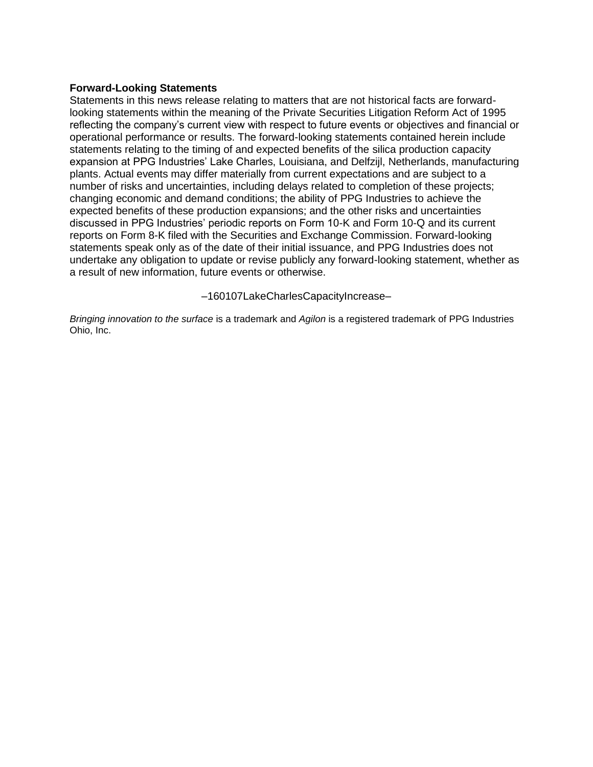**Forward-Looking Statements**

Statements in this news release relating to matters that are not historical facts are forward-looking statements within the meaning of the Private Securities Litigation Reform Act of 1995 reflecting the company's current view with respect to future events or objectives and financial or operational performance or results. The forward-looking statements contained herein include statements relating to the timing of and expected benefits of the silica production capacity expansion at PPG Industries' Lake Charles, Louisiana, and Delfzijl, Netherlands, manufacturing plants. Actual events may differ materially from current expectations and are subject to a number of risks and uncertainties, including delays related to completion of these projects; changing economic and demand conditions; the ability of PPG Industries to achieve the expected benefits of these production expansions; and the other risks and uncertainties discussed in PPG Industries' periodic reports on Form 10-K and Form 10-Q and its current reports on Form 8-K filed with the Securities and Exchange Commission. Forward-looking statements speak only as of the date of their initial issuance, and PPG Industries does not undertake any obligation to update or revise publicly any forward-looking statement, whether as a result of new information, future events or otherwise.

–160107LakeCharlesCapacityIncrease–

*Bringing innovation to the surface* is a trademark and *Agilon* is a registered trademark of PPG Industries Ohio, Inc.